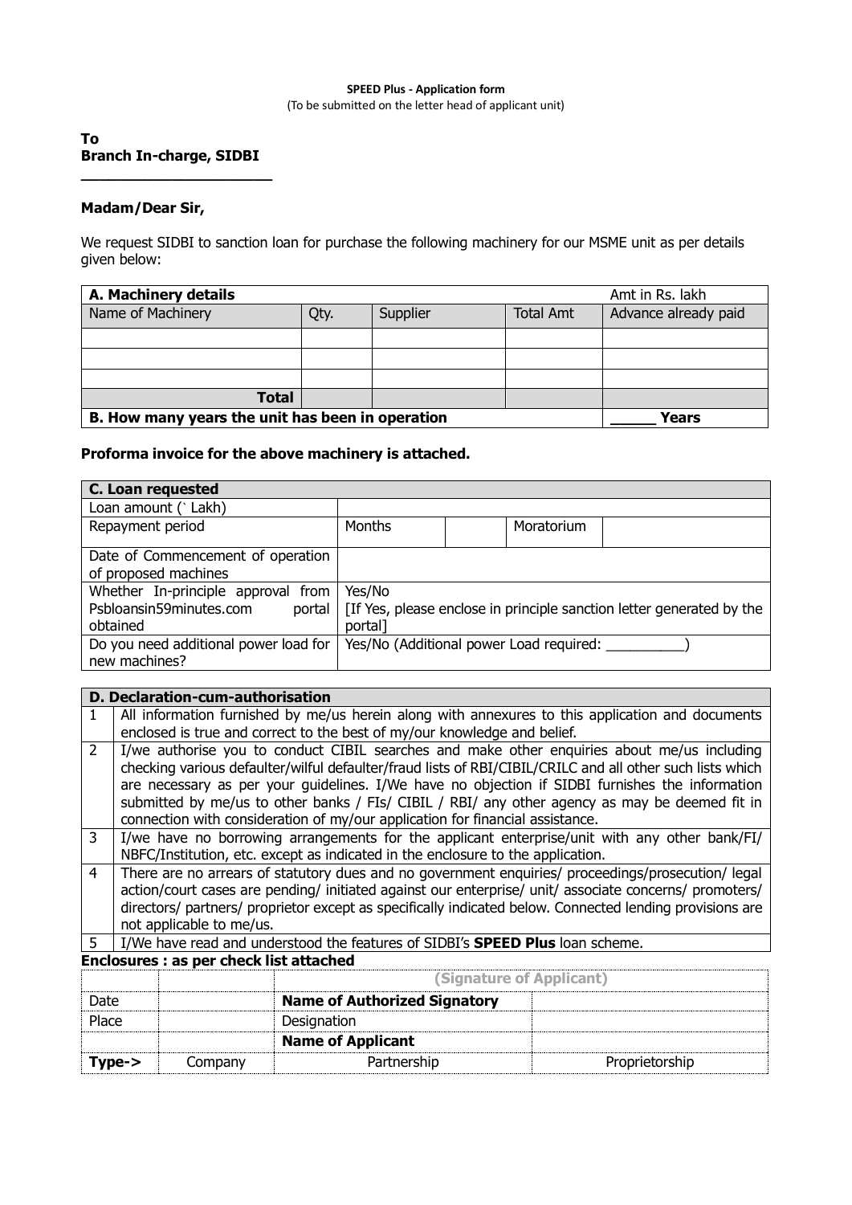**SPEED Plus - Application form**

(To be submitted on the letter head of applicant unit)

**To**
**Branch In-charge, SIDBI**
**______________________**

**Madam/Dear Sir,**

We request SIDBI to sanction loan for purchase the following machinery for our MSME unit as per details given below:

| **A. Machinery details** | | | | Amt in Rs. lakh |
|---|---|---|---|---|
| Name of Machinery | Qty. | Supplier | Total Amt | Advance already paid |
| | | | | |
| | | | | |
| | | | | |
| **Total** | | | | |
| **B. How many years the unit has been in operation** | | | | **_____ Years** |

**Proforma invoice for the above machinery is attached.**

| **C. Loan requested** | | | | |
|---|---|---|---|---|
| Loan amount (` Lakh) | | | | |
| Repayment period | Months | | Moratorium | |
| Date of Commencement of operation of proposed machines | | | | |
| Whether In-principle approval from Psbloansin59minutes.com portal obtained | Yes/No [If Yes, please enclose in principle sanction letter generated by the portal] | | | |
| Do you need additional power load for new machines? | Yes/No (Additional power Load required: __________) | | | |

| **D. Declaration-cum-authorisation** | |
|---|---|
| 1 | All information furnished by me/us herein along with annexures to this application and documents enclosed is true and correct to the best of my/our knowledge and belief. |
| 2 | I/we authorise you to conduct CIBIL searches and make other enquiries about me/us including checking various defaulter/wilful defaulter/fraud lists of RBI/CIBIL/CRILC and all other such lists which are necessary as per your guidelines. I/We have no objection if SIDBI furnishes the information submitted by me/us to other banks / FIs/ CIBIL / RBI/ any other agency as may be deemed fit in connection with consideration of my/our application for financial assistance. |
| 3 | I/we have no borrowing arrangements for the applicant enterprise/unit with any other bank/FI/ NBFC/Institution, etc. except as indicated in the enclosure to the application. |
| 4 | There are no arrears of statutory dues and no government enquiries/ proceedings/prosecution/ legal action/court cases are pending/ initiated against our enterprise/ unit/ associate concerns/ promoters/ directors/ partners/ proprietor except as specifically indicated below. Connected lending provisions are not applicable to me/us. |
| 5 | I/We have read and understood the features of SIDBI's **SPEED Plus** loan scheme. |

**Enclosures : as per check list attached**

| | | **(Signature of Applicant)** | |
|---|---|---|---|
| Date | | **Name of Authorized Signatory** | |
| Place | | Designation | |
| | | **Name of Applicant** | |
| **Type->** | Company | Partnership | Proprietorship |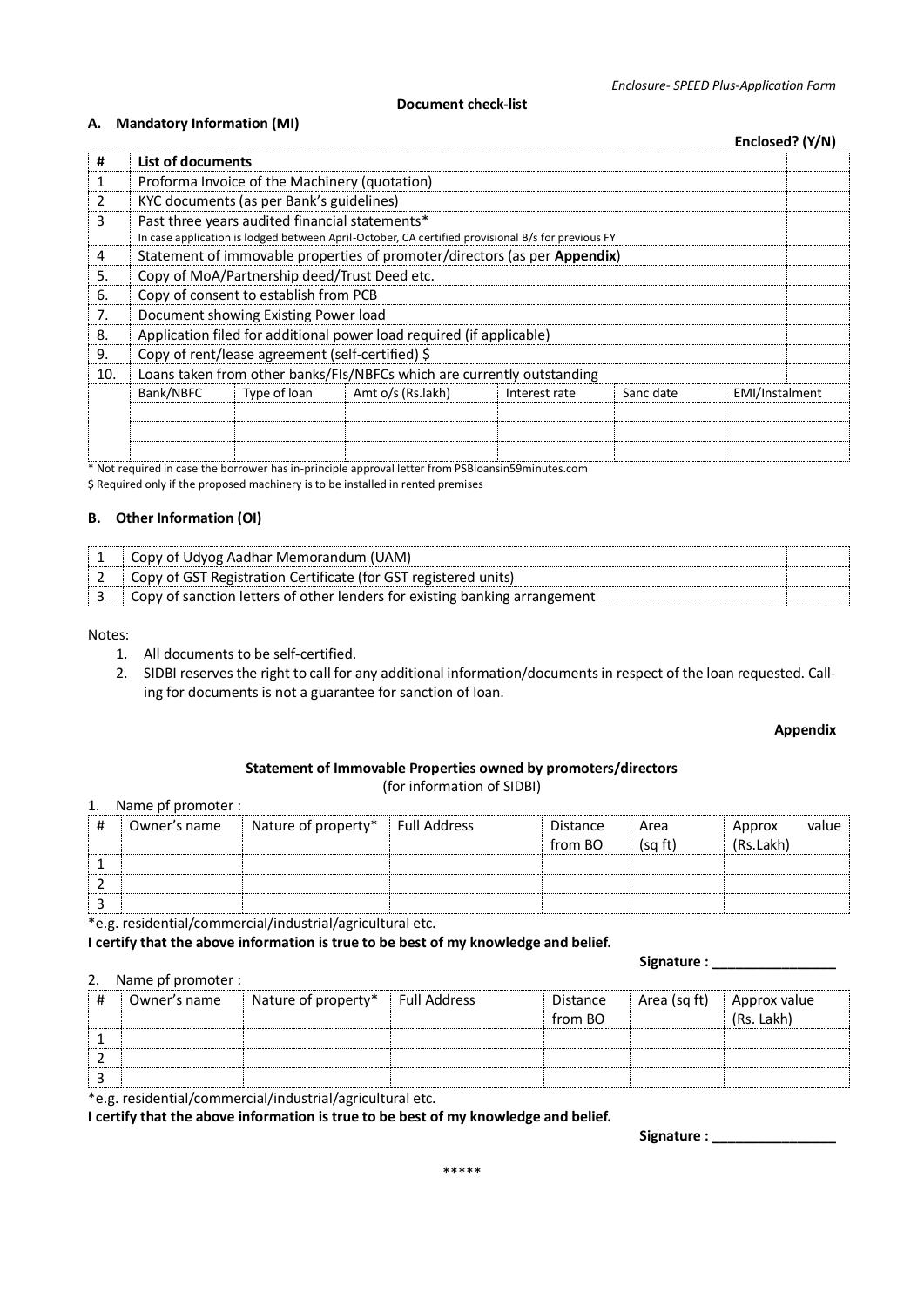*Enclosure- SPEED Plus-Application Form*

**Document check-list**

### A. Mandatory Information (MI)

**Enclosed? (Y/N)**

| # | List of documents | | | | | | |
|---|---|---|---|---|---|---|---|
| 1 | Proforma Invoice of the Machinery (quotation) | | | | | | |
| 2 | KYC documents (as per Bank's guidelines) | | | | | | |
| 3 | Past three years audited financial statements* In case application is lodged between April-October, CA certified provisional B/s for previous FY | | | | | | |
| 4 | Statement of immovable properties of promoter/directors (as per **Appendix**) | | | | | | |
| 5. | Copy of MoA/Partnership deed/Trust Deed etc. | | | | | | |
| 6. | Copy of consent to establish from PCB | | | | | | |
| 7. | Document showing Existing Power load | | | | | | |
| 8. | Application filed for additional power load required (if applicable) | | | | | | |
| 9. | Copy of rent/lease agreement (self-certified) $ | | | | | | |
| 10. | Loans taken from other banks/FIs/NBFCs which are currently outstanding | | | | | | |
| | Bank/NBFC | Type of loan | Amt o/s (Rs.lakh) | Interest rate | Sanc date | EMI/Instalment | |
| | | | | | | | |
| | | | | | | | |
| | | | | | | | |

\* Not required in case the borrower has in-principle approval letter from PSBloansin59minutes.com

$ Required only if the proposed machinery is to be installed in rented premises

### B. Other Information (OI)

| | | |
|---|---|---|
| 1 | Copy of Udyog Aadhar Memorandum (UAM) | |
| 2 | Copy of GST Registration Certificate (for GST registered units) | |
| 3 | Copy of sanction letters of other lenders for existing banking arrangement | |

Notes:

1. All documents to be self-certified.
2. SIDBI reserves the right to call for any additional information/documents in respect of the loan requested. Calling for documents is not a guarantee for sanction of loan.

**Appendix**

**Statement of Immovable Properties owned by promoters/directors**
(for information of SIDBI)

1. Name pf promoter :

| # | Owner's name | Nature of property* | Full Address | Distance from BO | Area (sq ft) | Approx value (Rs.Lakh) |
|---|---|---|---|---|---|---|
| 1 | | | | | | |
| 2 | | | | | | |
| 3 | | | | | | |

*e.g. residential/commercial/industrial/agricultural etc.

**I certify that the above information is true to be best of my knowledge and belief.**

**Signature : ________________**

2. Name pf promoter :

| # | Owner's name | Nature of property* | Full Address | Distance from BO | Area (sq ft) | Approx value (Rs. Lakh) |
|---|---|---|---|---|---|---|
| 1 | | | | | | |
| 2 | | | | | | |
| 3 | | | | | | |

*e.g. residential/commercial/industrial/agricultural etc.

**I certify that the above information is true to be best of my knowledge and belief.**

**Signature : ________________**

*****